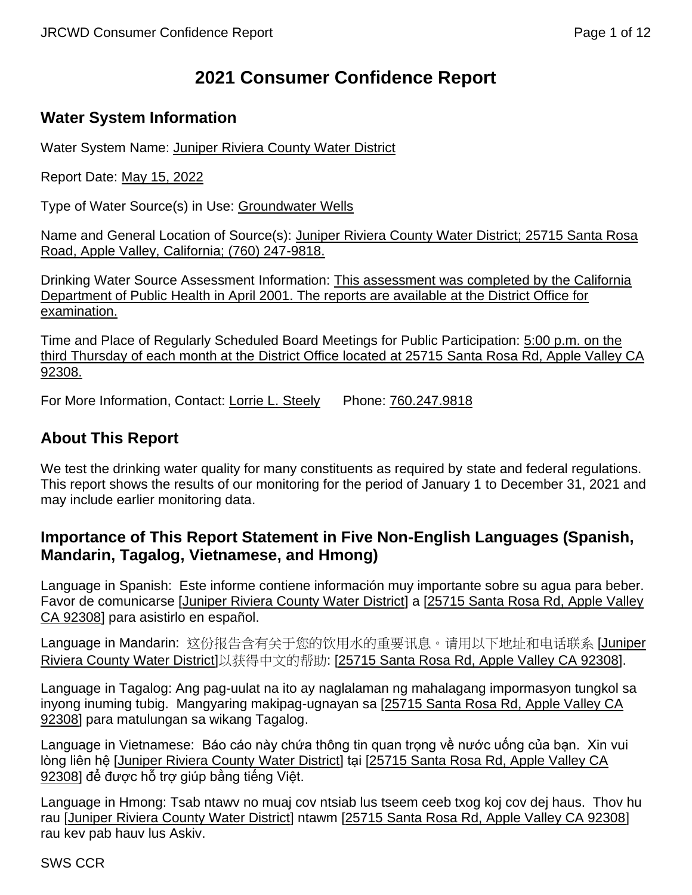# 2021 Consumer Confidence Report

## Water System Information

Water System Name: Juniper Riviera County Water District

Report Date: May 15, 2022

Type of Water Source(s) in Use: Groundwater Wells

Name and General Location of Source(s): Juniper Riviera County Water District; 25715 Santa Rosa Road, Apple Valley, California; (760) 247-9818.

Drinking Water Source Assessment Information: This assessment was completed by the California Department of Public Health in April 2001. The reports are available at the District Office for examination.

Time and Place of Regularly Scheduled Board Meetings for Public Participation: 5:00 p.m. on the third Thursday of each month at the District Office located at 25715 Santa Rosa Rd, Apple Valley CA 92308.

For More Information, Contact: Lorrie L. Steely Phone: 760.247.9818

## About This Report

We test the drinking water quality for many constituents as required by state and federal regulations. This report shows the results of our monitoring for the period of January 1 to December 31, 2021 and may include earlier monitoring data.

## Importance of This Report Statement in Five Non-English Languages (Spanish, Mandarin, Tagalog, Vietnamese, and Hmong)

Language in Spanish: Este informe contiene información muy importante sobre su agua para beber. Favor de comunicarse [Juniper Riviera County Water District] a [25715 Santa Rosa Rd, Apple Valley CA 92308] para asistirlo en español.

Language in Mandarin: 这份报告含有关于您的饮用水的重要讯息。请用以下地址和电话联系 [Juniper Riviera County Water District]以获得中文的帮助: [25715 Santa Rosa Rd, Apple Valley CA 92308].

Language in Tagalog: Ang pag-uulat na ito ay naglalaman ng mahalagang impormasyon tungkol sa inyong inuming tubig. Mangyaring makipag-ugnayan sa [25715 Santa Rosa Rd, Apple Valley CA 92308] para matulungan sa wikang Tagalog.

Language in Vietnamese: Báo cáo này chứa thông tin quan trọng về nước uống của bạn. Xin vui lòng liên hệ [Juniper Riviera County Water District] tại [25715 Santa Rosa Rd, Apple Valley CA 92308] để được hỗ trợ giúp bằng tiếng Việt.

Language in Hmong: Tsab ntawv no muaj cov ntsiab lus tseem ceeb txog koj cov dej haus. Thov hu rau [Juniper Riviera County Water District] ntawm [25715 Santa Rosa Rd, Apple Valley CA 92308] rau kev pab hauv lus Askiv.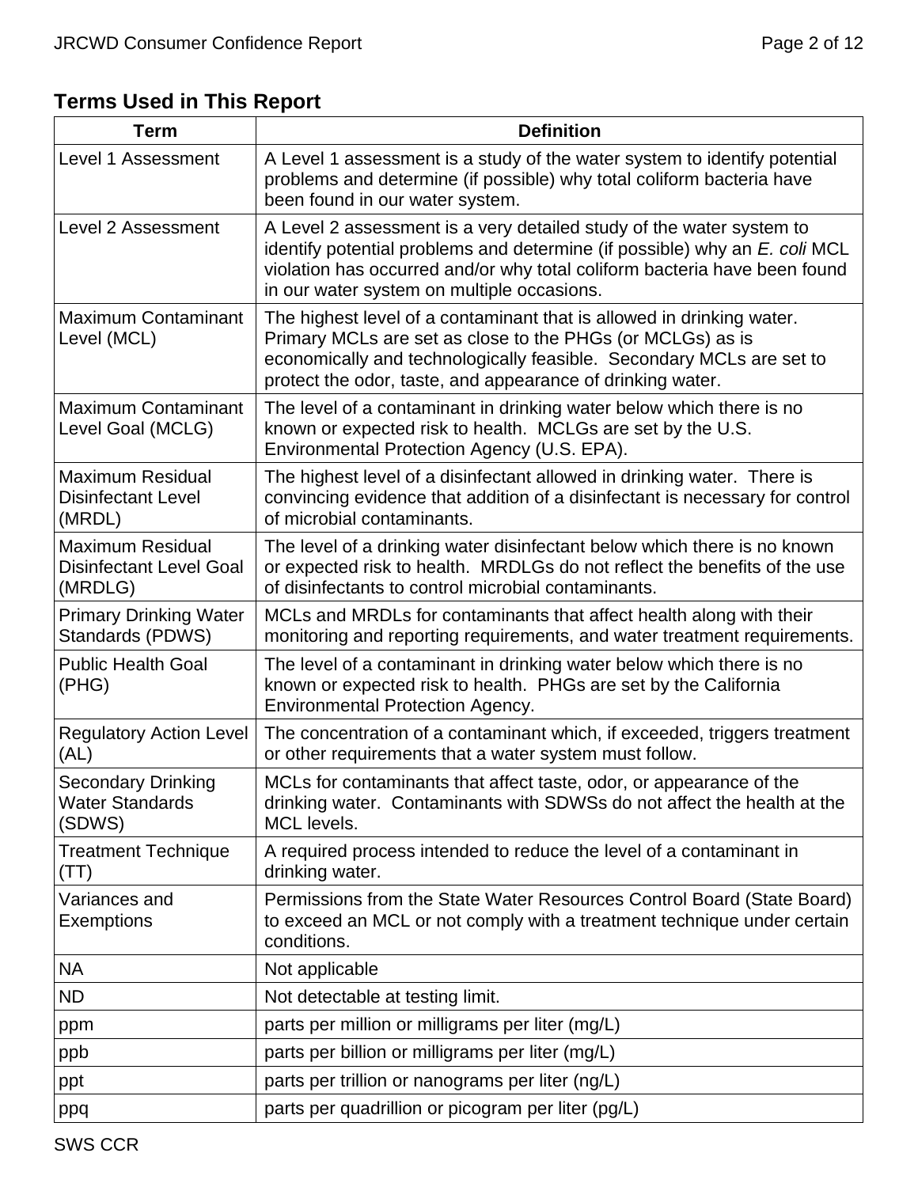## Terms Used in This Report

| Term | Definition |
| --- | --- |
| Level 1 Assessment | A Level 1 assessment is a study of the water system to identify potential problems and determine (if possible) why total coliform bacteria have been found in our water system. |
| Level 2 Assessment | A Level 2 assessment is a very detailed study of the water system to identify potential problems and determine (if possible) why an *E. coli* MCL violation has occurred and/or why total coliform bacteria have been found in our water system on multiple occasions. |
| Maximum Contaminant Level (MCL) | The highest level of a contaminant that is allowed in drinking water. Primary MCLs are set as close to the PHGs (or MCLGs) as is economically and technologically feasible. Secondary MCLs are set to protect the odor, taste, and appearance of drinking water. |
| Maximum Contaminant Level Goal (MCLG) | The level of a contaminant in drinking water below which there is no known or expected risk to health. MCLGs are set by the U.S. Environmental Protection Agency (U.S. EPA). |
| Maximum Residual Disinfectant Level (MRDL) | The highest level of a disinfectant allowed in drinking water. There is convincing evidence that addition of a disinfectant is necessary for control of microbial contaminants. |
| Maximum Residual Disinfectant Level Goal (MRDLG) | The level of a drinking water disinfectant below which there is no known or expected risk to health. MRDLGs do not reflect the benefits of the use of disinfectants to control microbial contaminants. |
| Primary Drinking Water Standards (PDWS) | MCLs and MRDLs for contaminants that affect health along with their monitoring and reporting requirements, and water treatment requirements. |
| Public Health Goal (PHG) | The level of a contaminant in drinking water below which there is no known or expected risk to health. PHGs are set by the California Environmental Protection Agency. |
| Regulatory Action Level (AL) | The concentration of a contaminant which, if exceeded, triggers treatment or other requirements that a water system must follow. |
| Secondary Drinking Water Standards (SDWS) | MCLs for contaminants that affect taste, odor, or appearance of the drinking water. Contaminants with SDWSs do not affect the health at the MCL levels. |
| Treatment Technique (TT) | A required process intended to reduce the level of a contaminant in drinking water. |
| Variances and Exemptions | Permissions from the State Water Resources Control Board (State Board) to exceed an MCL or not comply with a treatment technique under certain conditions. |
| NA | Not applicable |
| ND | Not detectable at testing limit. |
| ppm | parts per million or milligrams per liter (mg/L) |
| ppb | parts per billion or milligrams per liter (mg/L) |
| ppt | parts per trillion or nanograms per liter (ng/L) |
| ppq | parts per quadrillion or picogram per liter (pg/L) |

SWS CCR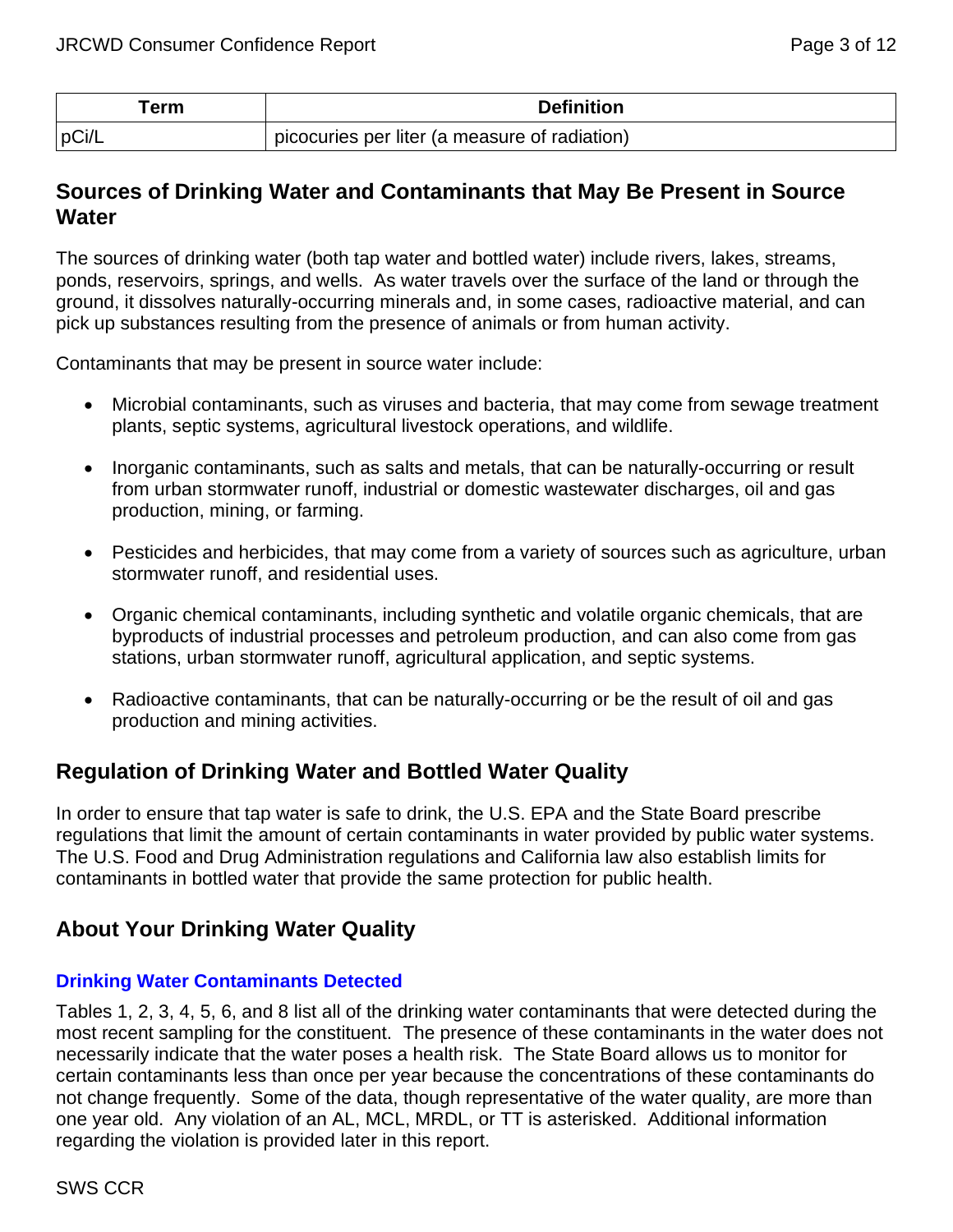| Term | Definition |
| --- | --- |
| pCi/L | picocuries per liter (a measure of radiation) |

## Sources of Drinking Water and Contaminants that May Be Present in Source Water

The sources of drinking water (both tap water and bottled water) include rivers, lakes, streams, ponds, reservoirs, springs, and wells. As water travels over the surface of the land or through the ground, it dissolves naturally-occurring minerals and, in some cases, radioactive material, and can pick up substances resulting from the presence of animals or from human activity.

Contaminants that may be present in source water include:

- Microbial contaminants, such as viruses and bacteria, that may come from sewage treatment plants, septic systems, agricultural livestock operations, and wildlife.
- Inorganic contaminants, such as salts and metals, that can be naturally-occurring or result from urban stormwater runoff, industrial or domestic wastewater discharges, oil and gas production, mining, or farming.
- Pesticides and herbicides, that may come from a variety of sources such as agriculture, urban stormwater runoff, and residential uses.
- Organic chemical contaminants, including synthetic and volatile organic chemicals, that are byproducts of industrial processes and petroleum production, and can also come from gas stations, urban stormwater runoff, agricultural application, and septic systems.
- Radioactive contaminants, that can be naturally-occurring or be the result of oil and gas production and mining activities.

## Regulation of Drinking Water and Bottled Water Quality

In order to ensure that tap water is safe to drink, the U.S. EPA and the State Board prescribe regulations that limit the amount of certain contaminants in water provided by public water systems. The U.S. Food and Drug Administration regulations and California law also establish limits for contaminants in bottled water that provide the same protection for public health.

## About Your Drinking Water Quality

### Drinking Water Contaminants Detected

Tables 1, 2, 3, 4, 5, 6, and 8 list all of the drinking water contaminants that were detected during the most recent sampling for the constituent. The presence of these contaminants in the water does not necessarily indicate that the water poses a health risk. The State Board allows us to monitor for certain contaminants less than once per year because the concentrations of these contaminants do not change frequently. Some of the data, though representative of the water quality, are more than one year old. Any violation of an AL, MCL, MRDL, or TT is asterisked. Additional information regarding the violation is provided later in this report.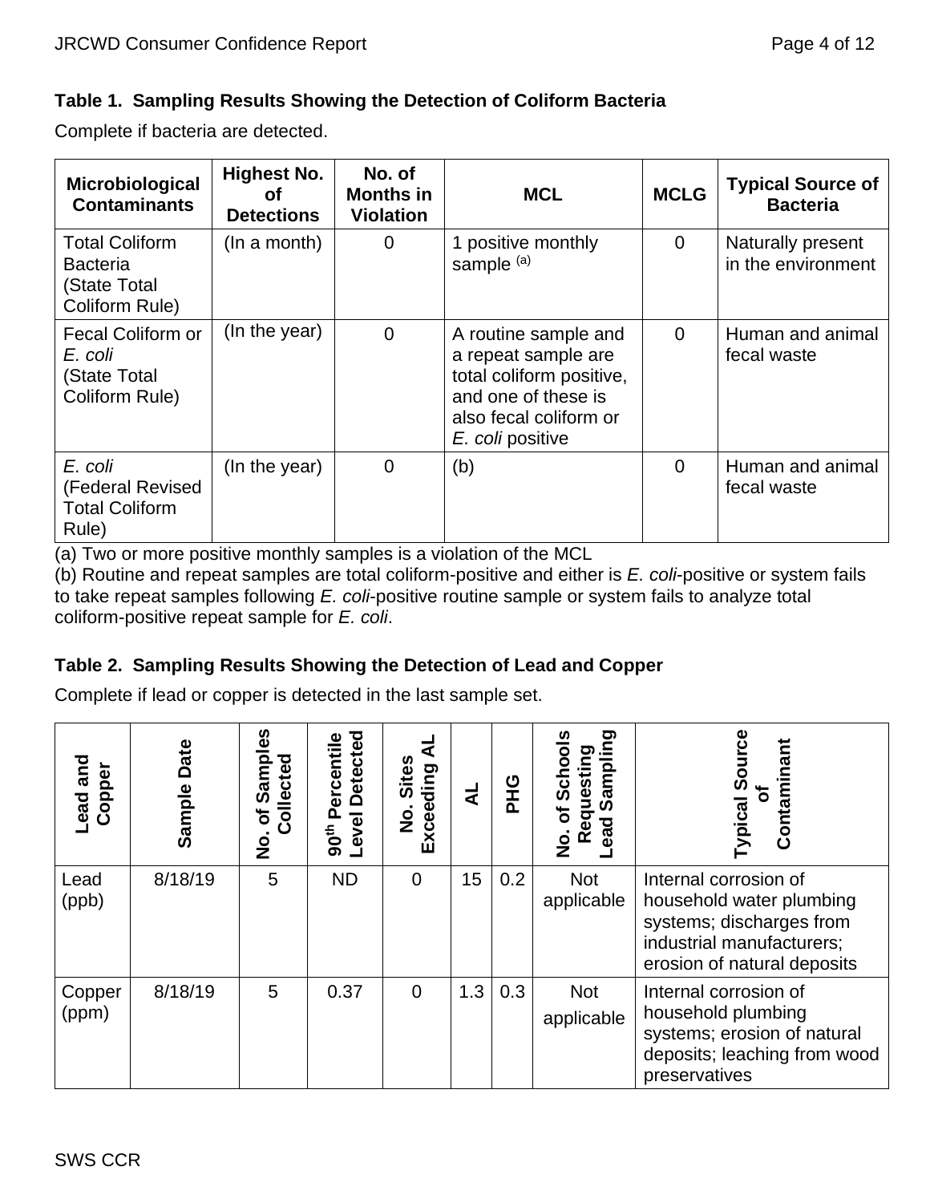### Table 1. Sampling Results Showing the Detection of Coliform Bacteria

Complete if bacteria are detected.

| Microbiological Contaminants | Highest No. of Detections | No. of Months in Violation | MCL | MCLG | Typical Source of Bacteria |
|---|---|---|---|---|---|
| Total Coliform Bacteria (State Total Coliform Rule) | (In a month) | 0 | 1 positive monthly sample [(a)] | 0 | Naturally present in the environment |
| Fecal Coliform or *E. coli* (State Total Coliform Rule) | (In the year) | 0 | A routine sample and a repeat sample are total coliform positive, and one of these is also fecal coliform or *E. coli* positive | 0 | Human and animal fecal waste |
| *E. coli* (Federal Revised Total Coliform Rule) | (In the year) | 0 | (b) | 0 | Human and animal fecal waste |

(a) Two or more positive monthly samples is a violation of the MCL

(b) Routine and repeat samples are total coliform-positive and either is *E. coli*-positive or system fails to take repeat samples following *E. coli*-positive routine sample or system fails to analyze total coliform-positive repeat sample for *E. coli*.

### Table 2. Sampling Results Showing the Detection of Lead and Copper

Complete if lead or copper is detected in the last sample set.

| Lead and Copper | Sample Date | No. of Samples Collected | $90^{th}$ Percentile Level Detected | No. Sites Exceeding AL | AL | PHG | No. of Schools Requesting Lead Sampling | Typical Source of Contaminant |
|---|---|---|---|---|---|---|---|---|
| Lead (ppb) | 8/18/19 | 5 | ND | 0 | 15 | 0.2 | Not applicable | Internal corrosion of household water plumbing systems; discharges from industrial manufacturers; erosion of natural deposits |
| Copper (ppm) | 8/18/19 | 5 | 0.37 | 0 | 1.3 | 0.3 | Not applicable | Internal corrosion of household plumbing systems; erosion of natural deposits; leaching from wood preservatives |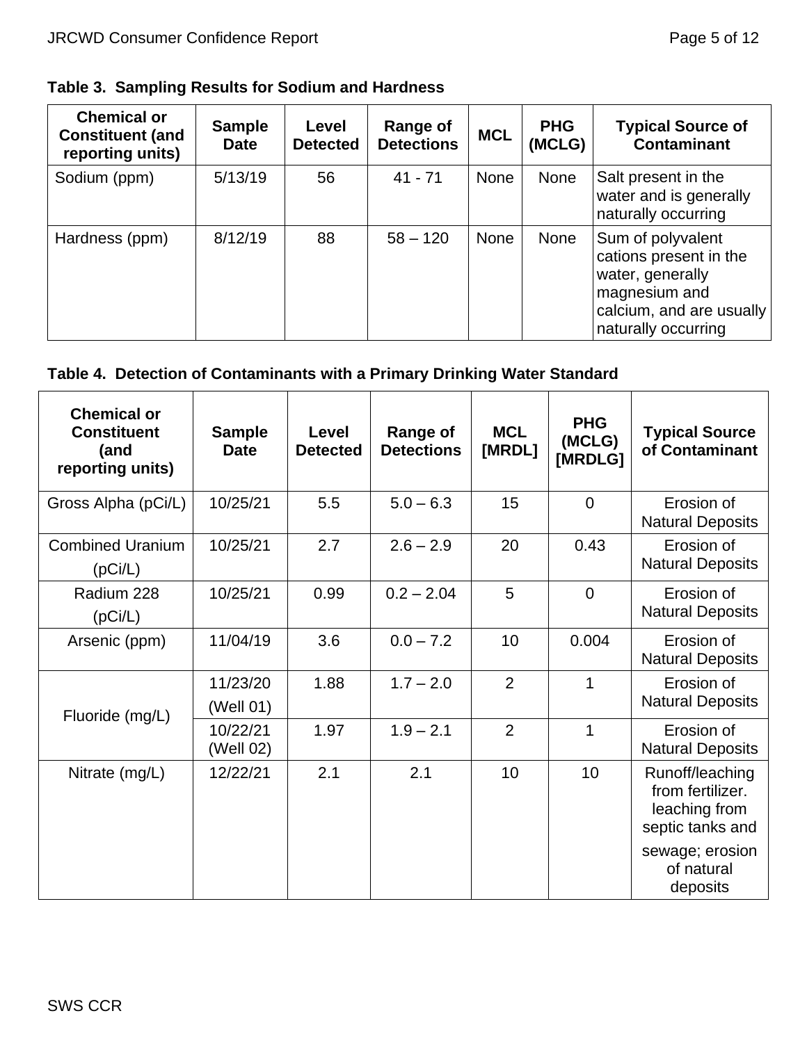**Table 3. Sampling Results for Sodium and Hardness**

| Chemical or Constituent (and reporting units) | Sample Date | Level Detected | Range of Detections | MCL | PHG (MCLG) | Typical Source of Contaminant |
|---|---|---|---|---|---|---|
| Sodium (ppm) | 5/13/19 | 56 | 41 - 71 | None | None | Salt present in the water and is generally naturally occurring |
| Hardness (ppm) | 8/12/19 | 88 | 58 – 120 | None | None | Sum of polyvalent cations present in the water, generally magnesium and calcium, and are usually naturally occurring |

**Table 4. Detection of Contaminants with a Primary Drinking Water Standard**

| Chemical or Constituent (and reporting units) | Sample Date | Level Detected | Range of Detections | MCL [MRDL] | PHG (MCLG) [MRDLG] | Typical Source of Contaminant |
|---|---|---|---|---|---|---|
| Gross Alpha (pCi/L) | 10/25/21 | 5.5 | 5.0 – 6.3 | 15 | 0 | Erosion of Natural Deposits |
| Combined Uranium (pCi/L) | 10/25/21 | 2.7 | 2.6 – 2.9 | 20 | 0.43 | Erosion of Natural Deposits |
| Radium 228 (pCi/L) | 10/25/21 | 0.99 | 0.2 – 2.04 | 5 | 0 | Erosion of Natural Deposits |
| Arsenic (ppm) | 11/04/19 | 3.6 | 0.0 – 7.2 | 10 | 0.004 | Erosion of Natural Deposits |
| Fluoride (mg/L) | 11/23/20 (Well 01) | 1.88 | 1.7 – 2.0 | 2 | 1 | Erosion of Natural Deposits |
| | 10/22/21 (Well 02) | 1.97 | 1.9 – 2.1 | 2 | 1 | Erosion of Natural Deposits |
| Nitrate (mg/L) | 12/22/21 | 2.1 | 2.1 | 10 | 10 | Runoff/leaching from fertilizer. leaching from septic tanks and sewage; erosion of natural deposits |

SWS CCR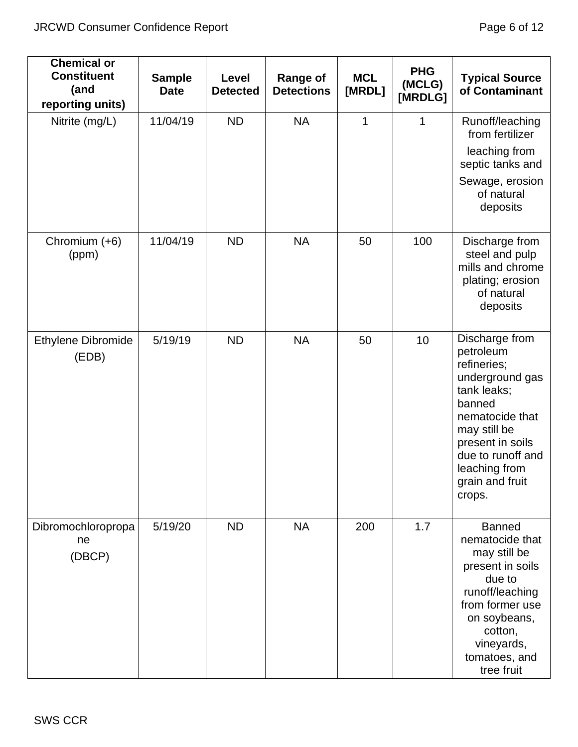| Chemical or Constituent (and reporting units) | Sample Date | Level Detected | Range of Detections | MCL [MRDL] | PHG (MCLG) [MRDLG] | Typical Source of Contaminant |
|---|---|---|---|---|---|---|
| Nitrite (mg/L) | 11/04/19 | ND | NA | 1 | 1 | Runoff/leaching from fertilizer leaching from septic tanks and Sewage, erosion of natural deposits |
| Chromium (+6) (ppm) | 11/04/19 | ND | NA | 50 | 100 | Discharge from steel and pulp mills and chrome plating; erosion of natural deposits |
| Ethylene Dibromide (EDB) | 5/19/19 | ND | NA | 50 | 10 | Discharge from petroleum refineries; underground gas tank leaks; banned nematocide that may still be present in soils due to runoff and leaching from grain and fruit crops. |
| Dibromochloropropane (DBCP) | 5/19/20 | ND | NA | 200 | 1.7 | Banned nematocide that may still be present in soils due to runoff/leaching from former use on soybeans, cotton, vineyards, tomatoes, and tree fruit |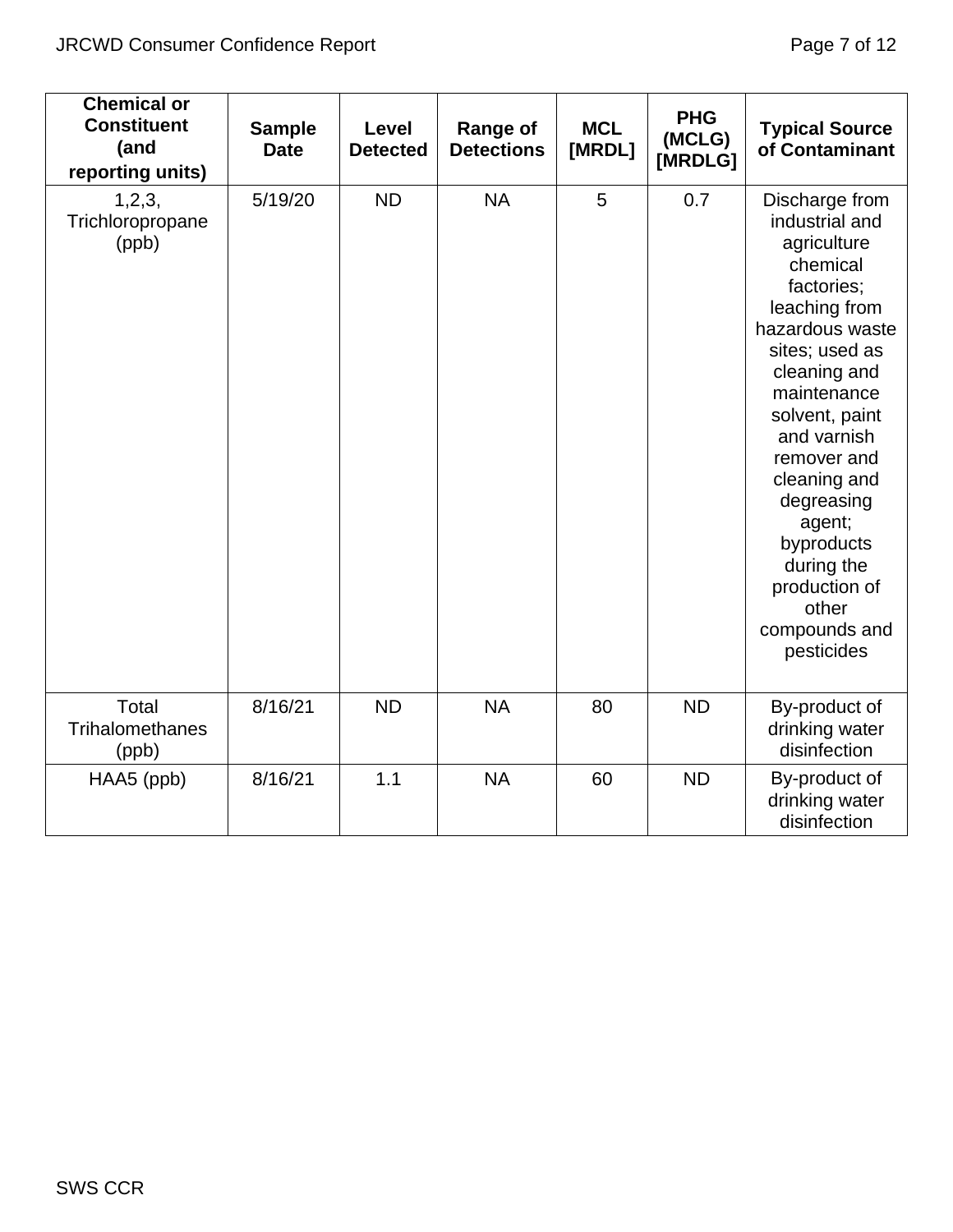| Chemical or Constituent (and reporting units) | Sample Date | Level Detected | Range of Detections | MCL [MRDL] | PHG (MCLG) [MRDLG] | Typical Source of Contaminant |
|---|---|---|---|---|---|---|
| 1,2,3, Trichloropropane (ppb) | 5/19/20 | ND | NA | 5 | 0.7 | Discharge from industrial and agriculture chemical factories; leaching from hazardous waste sites; used as cleaning and maintenance solvent, paint and varnish remover and cleaning and degreasing agent; byproducts during the production of other compounds and pesticides |
| Total Trihalomethanes (ppb) | 8/16/21 | ND | NA | 80 | ND | By-product of drinking water disinfection |
| HAA5 (ppb) | 8/16/21 | 1.1 | NA | 60 | ND | By-product of drinking water disinfection |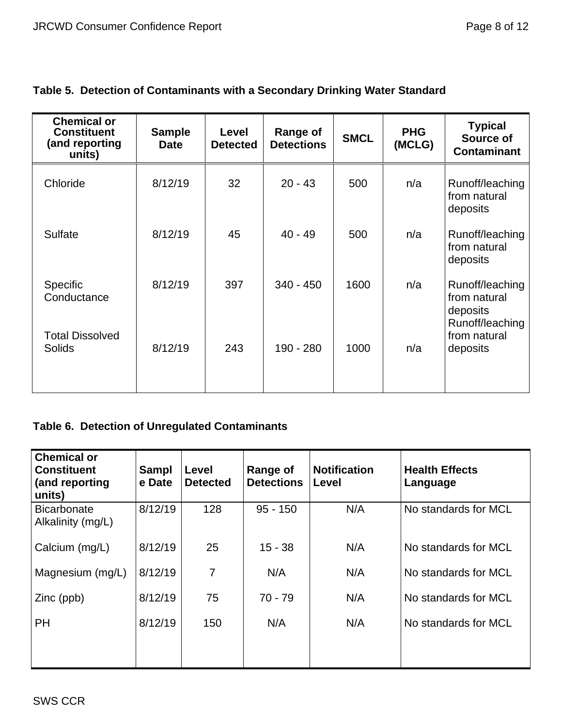**Table 5. Detection of Contaminants with a Secondary Drinking Water Standard**

| Chemical or Constituent (and reporting units) | Sample Date | Level Detected | Range of Detections | SMCL | PHG (MCLG) | Typical Source of Contaminant |
|---|---|---|---|---|---|---|
| Chloride | 8/12/19 | 32 | 20 - 43 | 500 | n/a | Runoff/leaching from natural deposits |
| Sulfate | 8/12/19 | 45 | 40 - 49 | 500 | n/a | Runoff/leaching from natural deposits |
| Specific Conductance | 8/12/19 | 397 | 340 - 450 | 1600 | n/a | Runoff/leaching from natural deposits |
| Total Dissolved Solids | 8/12/19 | 243 | 190 - 280 | 1000 | n/a | Runoff/leaching from natural deposits |

**Table 6. Detection of Unregulated Contaminants**

| Chemical or Constituent (and reporting units) | Sample Date | Level Detected | Range of Detections | Notification Level | Health Effects Language |
|---|---|---|---|---|---|
| Bicarbonate Alkalinity (mg/L) | 8/12/19 | 128 | 95 - 150 | N/A | No standards for MCL |
| Calcium (mg/L) | 8/12/19 | 25 | 15 - 38 | N/A | No standards for MCL |
| Magnesium (mg/L) | 8/12/19 | 7 | N/A | N/A | No standards for MCL |
| Zinc (ppb) | 8/12/19 | 75 | 70 - 79 | N/A | No standards for MCL |
| PH | 8/12/19 | 150 | N/A | N/A | No standards for MCL |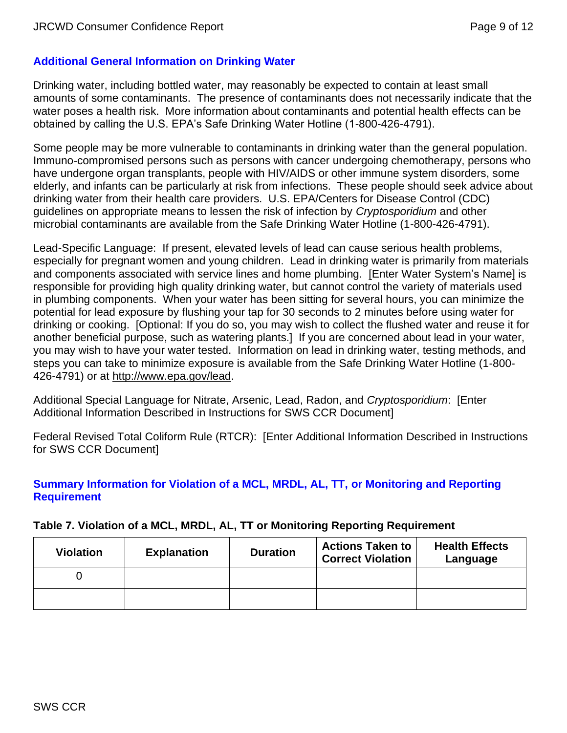## Additional General Information on Drinking Water

Drinking water, including bottled water, may reasonably be expected to contain at least small amounts of some contaminants. The presence of contaminants does not necessarily indicate that the water poses a health risk. More information about contaminants and potential health effects can be obtained by calling the U.S. EPA's Safe Drinking Water Hotline (1-800-426-4791).

Some people may be more vulnerable to contaminants in drinking water than the general population. Immuno-compromised persons such as persons with cancer undergoing chemotherapy, persons who have undergone organ transplants, people with HIV/AIDS or other immune system disorders, some elderly, and infants can be particularly at risk from infections. These people should seek advice about drinking water from their health care providers. U.S. EPA/Centers for Disease Control (CDC) guidelines on appropriate means to lessen the risk of infection by *Cryptosporidium* and other microbial contaminants are available from the Safe Drinking Water Hotline (1-800-426-4791).

Lead-Specific Language: If present, elevated levels of lead can cause serious health problems, especially for pregnant women and young children. Lead in drinking water is primarily from materials and components associated with service lines and home plumbing. [Enter Water System's Name] is responsible for providing high quality drinking water, but cannot control the variety of materials used in plumbing components. When your water has been sitting for several hours, you can minimize the potential for lead exposure by flushing your tap for 30 seconds to 2 minutes before using water for drinking or cooking. [Optional: If you do so, you may wish to collect the flushed water and reuse it for another beneficial purpose, such as watering plants.] If you are concerned about lead in your water, you may wish to have your water tested. Information on lead in drinking water, testing methods, and steps you can take to minimize exposure is available from the Safe Drinking Water Hotline (1-800-426-4791) or at http://www.epa.gov/lead.

Additional Special Language for Nitrate, Arsenic, Lead, Radon, and *Cryptosporidium*: [Enter Additional Information Described in Instructions for SWS CCR Document]

Federal Revised Total Coliform Rule (RTCR): [Enter Additional Information Described in Instructions for SWS CCR Document]

## Summary Information for Violation of a MCL, MRDL, AL, TT, or Monitoring and Reporting Requirement

**Table 7. Violation of a MCL, MRDL, AL, TT or Monitoring Reporting Requirement**

| Violation | Explanation | Duration | Actions Taken to Correct Violation | Health Effects Language |
|---|---|---|---|---|
| 0 | | | | |
| | | | | |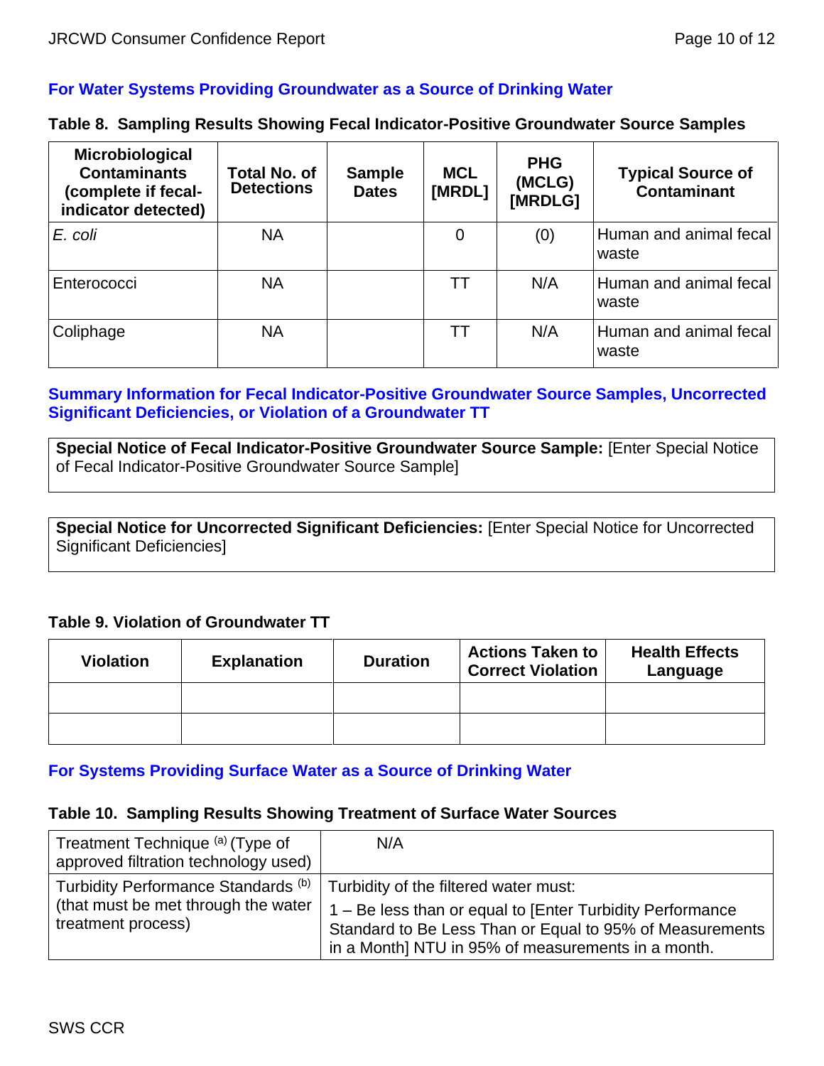## For Water Systems Providing Groundwater as a Source of Drinking Water

**Table 8. Sampling Results Showing Fecal Indicator-Positive Groundwater Source Samples**

| Microbiological Contaminants (complete if fecal-indicator detected) | Total No. of Detections | Sample Dates | MCL [MRDL] | PHG (MCLG) [MRDLG] | Typical Source of Contaminant |
|---|---|---|---|---|---|
| *E. coli* | NA | | 0 | (0) | Human and animal fecal waste |
| Enterococci | NA | | TT | N/A | Human and animal fecal waste |
| Coliphage | NA | | TT | N/A | Human and animal fecal waste |

## Summary Information for Fecal Indicator-Positive Groundwater Source Samples, Uncorrected Significant Deficiencies, or Violation of a Groundwater TT

**Special Notice of Fecal Indicator-Positive Groundwater Source Sample:** [Enter Special Notice of Fecal Indicator-Positive Groundwater Source Sample]

**Special Notice for Uncorrected Significant Deficiencies:** [Enter Special Notice for Uncorrected Significant Deficiencies]

**Table 9. Violation of Groundwater TT**

| Violation | Explanation | Duration | Actions Taken to Correct Violation | Health Effects Language |
|---|---|---|---|---|
| | | | | |
| | | | | |

## For Systems Providing Surface Water as a Source of Drinking Water

**Table 10. Sampling Results Showing Treatment of Surface Water Sources**

| | |
|---|---|
| Treatment Technique [(a)] (Type of approved filtration technology used) | N/A |
| Turbidity Performance Standards [(b)] (that must be met through the water treatment process) | Turbidity of the filtered water must:<br>1 – Be less than or equal to [Enter Turbidity Performance Standard to Be Less Than or Equal to 95% of Measurements in a Month] NTU in 95% of measurements in a month. |

SWS CCR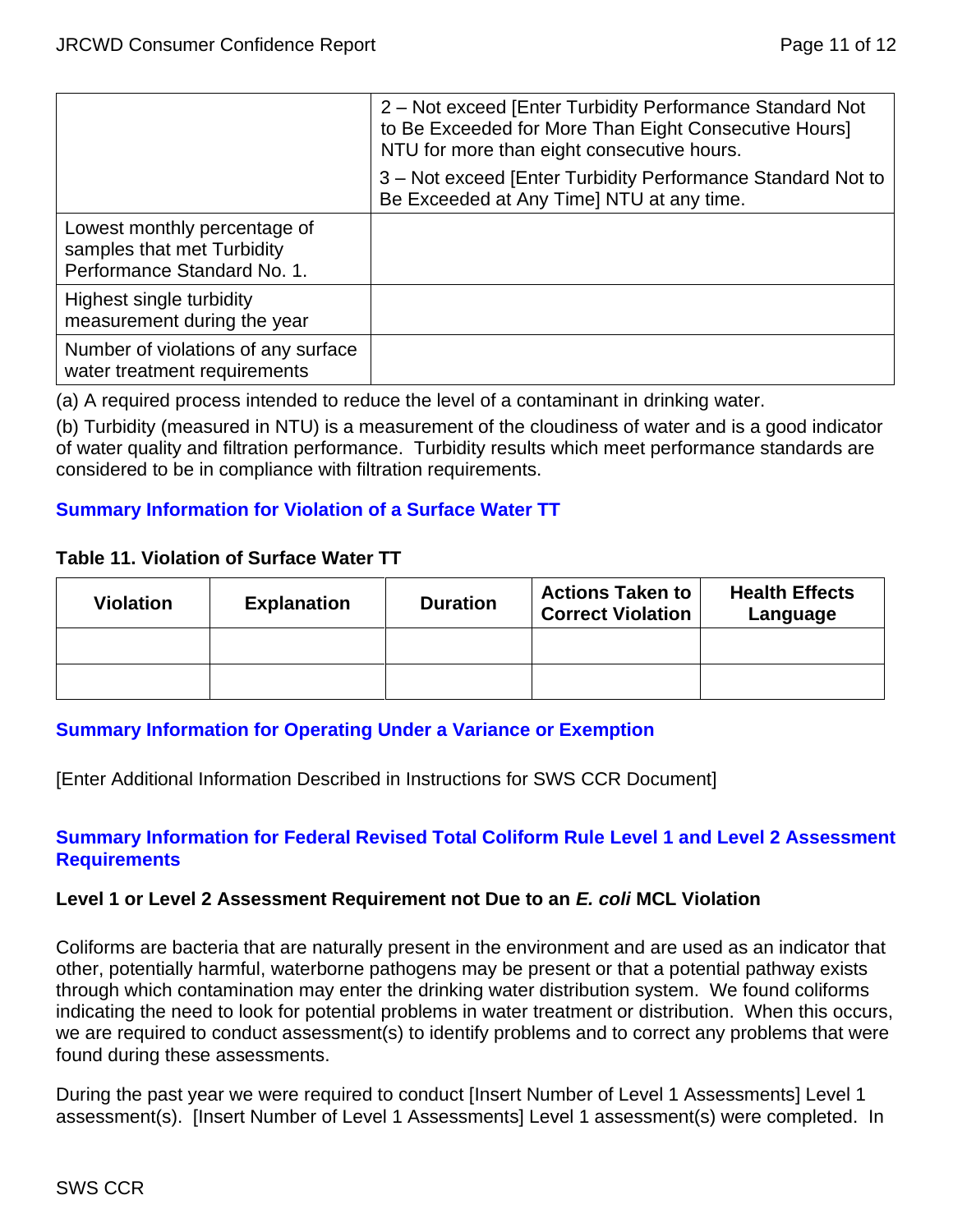|  | 2 – Not exceed [Enter Turbidity Performance Standard Not to Be Exceeded for More Than Eight Consecutive Hours] NTU for more than eight consecutive hours.<br>3 – Not exceed [Enter Turbidity Performance Standard Not to Be Exceeded at Any Time] NTU at any time. |
|---|---|
| Lowest monthly percentage of samples that met Turbidity Performance Standard No. 1. |  |
| Highest single turbidity measurement during the year |  |
| Number of violations of any surface water treatment requirements |  |

(a) A required process intended to reduce the level of a contaminant in drinking water.

(b) Turbidity (measured in NTU) is a measurement of the cloudiness of water and is a good indicator of water quality and filtration performance. Turbidity results which meet performance standards are considered to be in compliance with filtration requirements.

## Summary Information for Violation of a Surface Water TT

**Table 11. Violation of Surface Water TT**

| Violation | Explanation | Duration | Actions Taken to Correct Violation | Health Effects Language |
|---|---|---|---|---|
|  |  |  |  |  |
|  |  |  |  |  |

## Summary Information for Operating Under a Variance or Exemption

[Enter Additional Information Described in Instructions for SWS CCR Document]

## Summary Information for Federal Revised Total Coliform Rule Level 1 and Level 2 Assessment Requirements

### Level 1 or Level 2 Assessment Requirement not Due to an *E. coli* MCL Violation

Coliforms are bacteria that are naturally present in the environment and are used as an indicator that other, potentially harmful, waterborne pathogens may be present or that a potential pathway exists through which contamination may enter the drinking water distribution system. We found coliforms indicating the need to look for potential problems in water treatment or distribution. When this occurs, we are required to conduct assessment(s) to identify problems and to correct any problems that were found during these assessments.

During the past year we were required to conduct [Insert Number of Level 1 Assessments] Level 1 assessment(s). [Insert Number of Level 1 Assessments] Level 1 assessment(s) were completed. In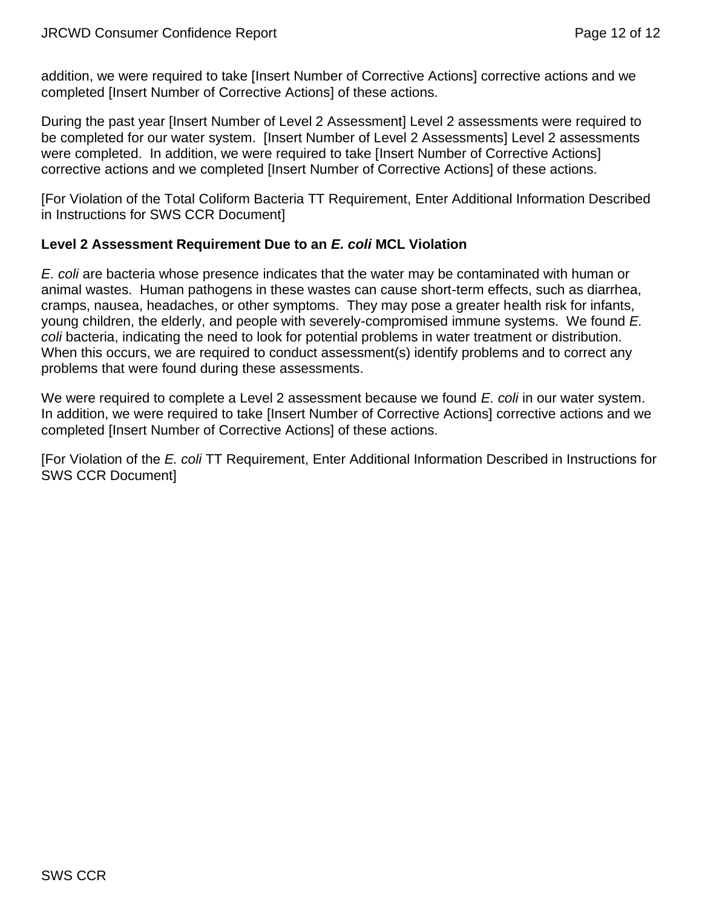addition, we were required to take [Insert Number of Corrective Actions] corrective actions and we completed [Insert Number of Corrective Actions] of these actions.

During the past year [Insert Number of Level 2 Assessment] Level 2 assessments were required to be completed for our water system. [Insert Number of Level 2 Assessments] Level 2 assessments were completed. In addition, we were required to take [Insert Number of Corrective Actions] corrective actions and we completed [Insert Number of Corrective Actions] of these actions.

[For Violation of the Total Coliform Bacteria TT Requirement, Enter Additional Information Described in Instructions for SWS CCR Document]

**Level 2 Assessment Requirement Due to an *E. coli* MCL Violation**

*E. coli* are bacteria whose presence indicates that the water may be contaminated with human or animal wastes. Human pathogens in these wastes can cause short-term effects, such as diarrhea, cramps, nausea, headaches, or other symptoms. They may pose a greater health risk for infants, young children, the elderly, and people with severely-compromised immune systems. We found *E. coli* bacteria, indicating the need to look for potential problems in water treatment or distribution. When this occurs, we are required to conduct assessment(s) identify problems and to correct any problems that were found during these assessments.

We were required to complete a Level 2 assessment because we found *E. coli* in our water system. In addition, we were required to take [Insert Number of Corrective Actions] corrective actions and we completed [Insert Number of Corrective Actions] of these actions.

[For Violation of the *E. coli* TT Requirement, Enter Additional Information Described in Instructions for SWS CCR Document]